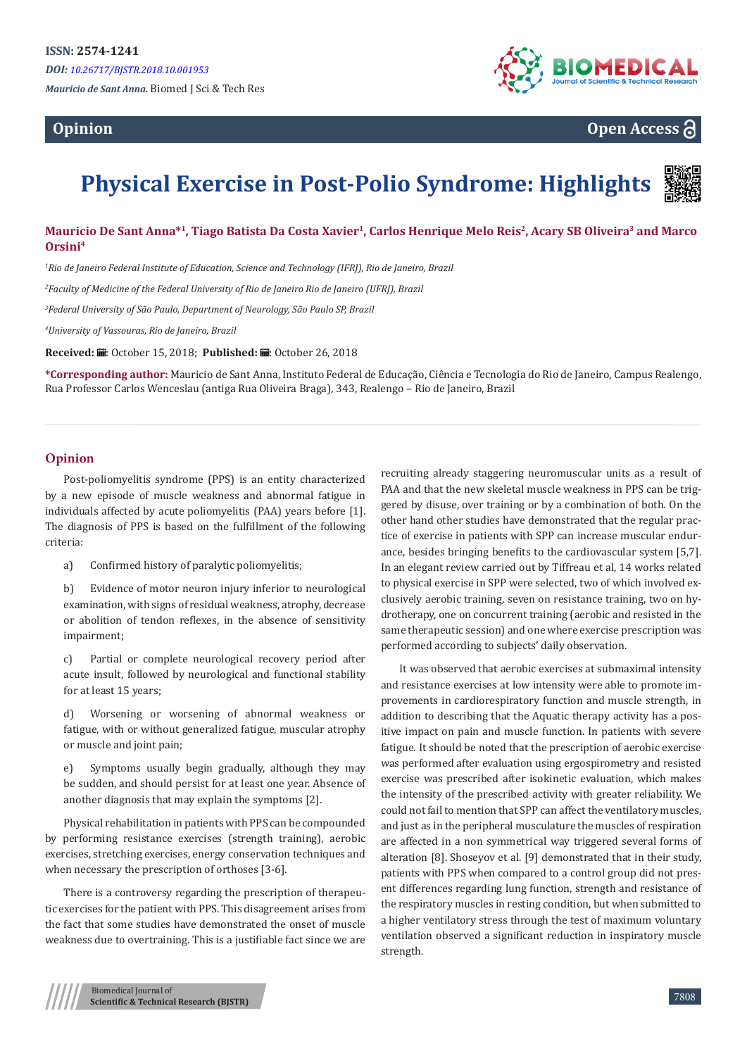**ISSN: 2574-1241**

*DOI: 10.26717/BJSTR.2018.10.001953*

*Mauricio de Sant Anna.* Biomed J Sci & Tech Res

**Opinion** **Open Access**

# Physical Exercise in Post-Polio Syndrome: Highlights

**Mauricio De Sant Anna*[1], Tiago Batista Da Costa Xavier[1], Carlos Henrique Melo Reis[2], Acary SB Oliveira[3] and Marco Orsini[4]**

[1]*Rio de Janeiro Federal Institute of Education, Science and Technology (IFRJ), Rio de Janeiro, Brazil*

[2]*Faculty of Medicine of the Federal University of Rio de Janeiro Rio de Janeiro (UFRJ), Brazil*

[3]*Federal University of São Paulo, Department of Neurology, São Paulo SP, Brazil*

[4]*University of Vassouras, Rio de Janeiro, Brazil*

**Received:** : October 15, 2018; **Published:** : October 26, 2018

**\*Corresponding author:** Mauricio de Sant Anna, Instituto Federal de Educação, Ciência e Tecnologia do Rio de Janeiro, Campus Realengo, Rua Professor Carlos Wenceslau (antiga Rua Oliveira Braga), 343, Realengo – Rio de Janeiro, Brazil

## Opinion

Post-poliomyelitis syndrome (PPS) is an entity characterized by a new episode of muscle weakness and abnormal fatigue in individuals affected by acute poliomyelitis (PAA) years before [1]. The diagnosis of PPS is based on the fulfillment of the following criteria:

a) Confirmed history of paralytic poliomyelitis;

b) Evidence of motor neuron injury inferior to neurological examination, with signs of residual weakness, atrophy, decrease or abolition of tendon reflexes, in the absence of sensitivity impairment;

c) Partial or complete neurological recovery period after acute insult, followed by neurological and functional stability for at least 15 years;

d) Worsening or worsening of abnormal weakness or fatigue, with or without generalized fatigue, muscular atrophy or muscle and joint pain;

e) Symptoms usually begin gradually, although they may be sudden, and should persist for at least one year. Absence of another diagnosis that may explain the symptoms [2].

Physical rehabilitation in patients with PPS can be compounded by performing resistance exercises (strength training), aerobic exercises, stretching exercises, energy conservation techniques and when necessary the prescription of orthoses [3-6].

There is a controversy regarding the prescription of therapeutic exercises for the patient with PPS. This disagreement arises from the fact that some studies have demonstrated the onset of muscle weakness due to overtraining. This is a justifiable fact since we are recruiting already staggering neuromuscular units as a result of PAA and that the new skeletal muscle weakness in PPS can be triggered by disuse, over training or by a combination of both. On the other hand other studies have demonstrated that the regular practice of exercise in patients with SPP can increase muscular endurance, besides bringing benefits to the cardiovascular system [5,7]. In an elegant review carried out by Tiffreau et al, 14 works related to physical exercise in SPP were selected, two of which involved exclusively aerobic training, seven on resistance training, two on hydrotherapy, one on concurrent training (aerobic and resisted in the same therapeutic session) and one where exercise prescription was performed according to subjects' daily observation.

It was observed that aerobic exercises at submaximal intensity and resistance exercises at low intensity were able to promote improvements in cardiorespiratory function and muscle strength, in addition to describing that the Aquatic therapy activity has a positive impact on pain and muscle function. In patients with severe fatigue. It should be noted that the prescription of aerobic exercise was performed after evaluation using ergospirometry and resisted exercise was prescribed after isokinetic evaluation, which makes the intensity of the prescribed activity with greater reliability. We could not fail to mention that SPP can affect the ventilatory muscles, and just as in the peripheral musculature the muscles of respiration are affected in a non symmetrical way triggered several forms of alteration [8]. Shoseyov et al. [9] demonstrated that in their study, patients with PPS when compared to a control group did not present differences regarding lung function, strength and resistance of the respiratory muscles in resting condition, but when submitted to a higher ventilatory stress through the test of maximum voluntary ventilation observed a significant reduction in inspiratory muscle strength.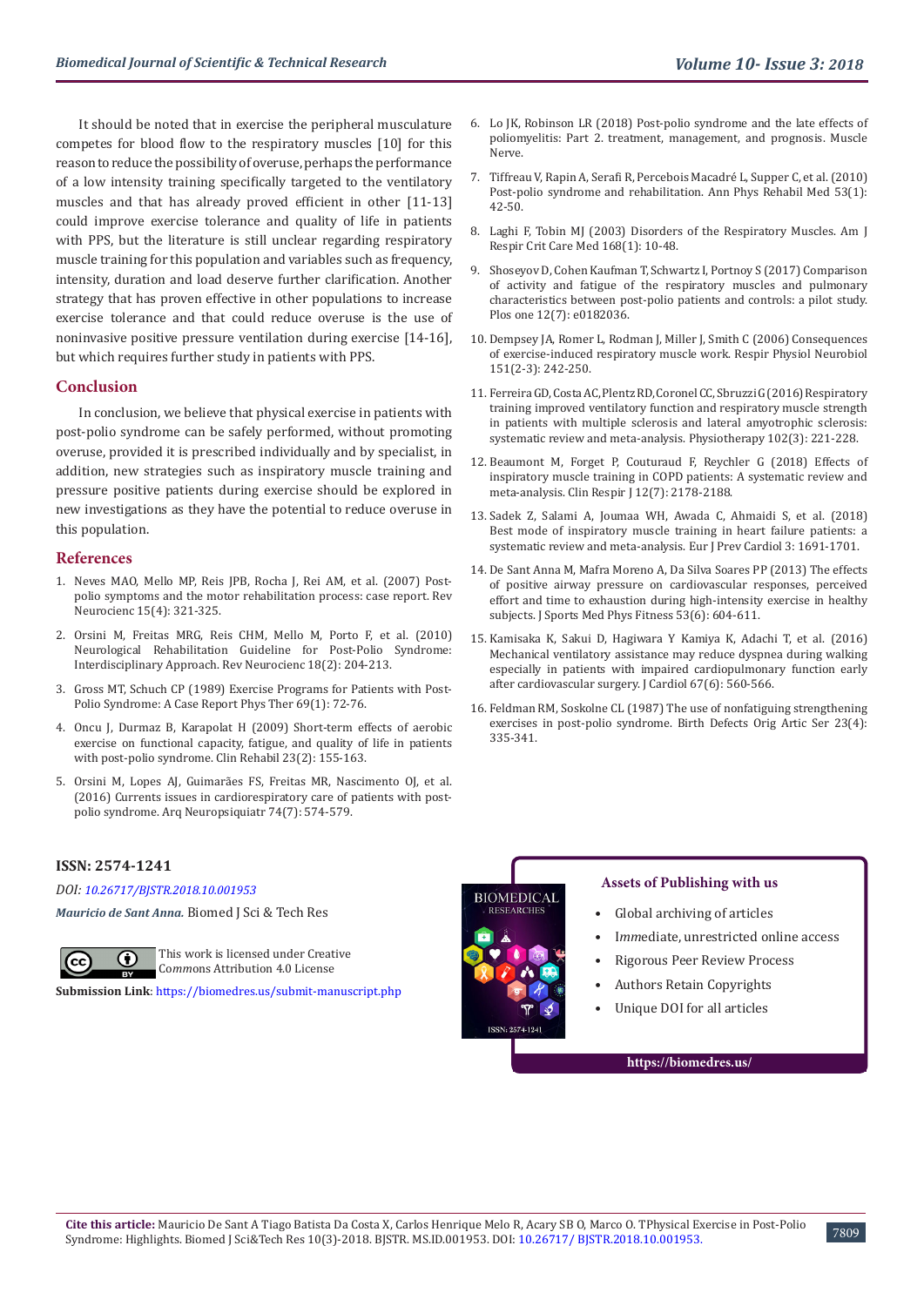It should be noted that in exercise the peripheral musculature competes for blood flow to the respiratory muscles [10] for this reason to reduce the possibility of overuse, perhaps the performance of a low intensity training specifically targeted to the ventilatory muscles and that has already proved efficient in other [11-13] could improve exercise tolerance and quality of life in patients with PPS, but the literature is still unclear regarding respiratory muscle training for this population and variables such as frequency, intensity, duration and load deserve further clarification. Another strategy that has proven effective in other populations to increase exercise tolerance and that could reduce overuse is the use of noninvasive positive pressure ventilation during exercise [14-16], but which requires further study in patients with PPS.

## Conclusion

In conclusion, we believe that physical exercise in patients with post-polio syndrome can be safely performed, without promoting overuse, provided it is prescribed individually and by specialist, in addition, new strategies such as inspiratory muscle training and pressure positive patients during exercise should be explored in new investigations as they have the potential to reduce overuse in this population.

## References

1. Neves MAO, Mello MP, Reis JPB, Rocha J, Rei AM, et al. (2007) Post-polio symptoms and the motor rehabilitation process: case report. Rev Neurocienc 15(4): 321-325.
2. Orsini M, Freitas MRG, Reis CHM, Mello M, Porto F, et al. (2010) Neurological Rehabilitation Guideline for Post-Polio Syndrome: Interdisciplinary Approach. Rev Neurocienc 18(2): 204-213.
3. Gross MT, Schuch CP (1989) Exercise Programs for Patients with Post-Polio Syndrome: A Case Report Phys Ther 69(1): 72-76.
4. Oncu J, Durmaz B, Karapolat H (2009) Short-term effects of aerobic exercise on functional capacity, fatigue, and quality of life in patients with post-polio syndrome. Clin Rehabil 23(2): 155-163.
5. Orsini M, Lopes AJ, Guimarães FS, Freitas MR, Nascimento OJ, et al. (2016) Currents issues in cardiorespiratory care of patients with post-polio syndrome. Arq Neuropsiquiatr 74(7): 574-579.
6. Lo JK, Robinson LR (2018) Post-polio syndrome and the late effects of poliomyelitis: Part 2. treatment, management, and prognosis. Muscle Nerve.
7. Tiffreau V, Rapin A, Serafi R, Percebois Macadré L, Supper C, et al. (2010) Post-polio syndrome and rehabilitation. Ann Phys Rehabil Med 53(1): 42-50.
8. Laghi F, Tobin MJ (2003) Disorders of the Respiratory Muscles. Am J Respir Crit Care Med 168(1): 10-48.
9. Shoseyov D, Cohen Kaufman T, Schwartz I, Portnoy S (2017) Comparison of activity and fatigue of the respiratory muscles and pulmonary characteristics between post-polio patients and controls: a pilot study. Plos one 12(7): e0182036.
10. Dempsey JA, Romer L, Rodman J, Miller J, Smith C (2006) Consequences of exercise-induced respiratory muscle work. Respir Physiol Neurobiol 151(2-3): 242-250.
11. Ferreira GD, Costa AC, Plentz RD, Coronel CC, Sbruzzi G (2016) Respiratory training improved ventilatory function and respiratory muscle strength in patients with multiple sclerosis and lateral amyotrophic sclerosis: systematic review and meta-analysis. Physiotherapy 102(3): 221-228.
12. Beaumont M, Forget P, Couturaud F, Reychler G (2018) Effects of inspiratory muscle training in COPD patients: A systematic review and meta-analysis. Clin Respir J 12(7): 2178-2188.
13. Sadek Z, Salami A, Joumaa WH, Awada C, Ahmaidi S, et al. (2018) Best mode of inspiratory muscle training in heart failure patients: a systematic review and meta-analysis. Eur J Prev Cardiol 3: 1691-1701.
14. De Sant Anna M, Mafra Moreno A, Da Silva Soares PP (2013) The effects of positive airway pressure on cardiovascular responses, perceived effort and time to exhaustion during high-intensity exercise in healthy subjects. J Sports Med Phys Fitness 53(6): 604-611.
15. Kamisaka K, Sakui D, Hagiwara Y Kamiya K, Adachi T, et al. (2016) Mechanical ventilatory assistance may reduce dyspnea during walking especially in patients with impaired cardiopulmonary function early after cardiovascular surgery. J Cardiol 67(6): 560-566.
16. Feldman RM, Soskolne CL (1987) The use of nonfatiguing strengthening exercises in post-polio syndrome. Birth Defects Orig Artic Ser 23(4): 335-341.

**ISSN: 2574-1241**

*DOI: 10.26717/BJSTR.2018.10.001953*

***Mauricio de Sant Anna.*** Biomed J Sci & Tech Res

This work is licensed under Creative Commons Attribution 4.0 License

**Submission Link**: https://biomedres.us/submit-manuscript.php

**Assets of Publishing with us**

- Global archiving of articles
- Immediate, unrestricted online access
- Rigorous Peer Review Process
- Authors Retain Copyrights
- Unique DOI for all articles

https://biomedres.us/

**Cite this article:** Mauricio De Sant A Tiago Batista Da Costa X, Carlos Henrique Melo R, Acary SB O, Marco O. TPhysical Exercise in Post-Polio Syndrome: Highlights. Biomed J Sci&Tech Res 10(3)-2018. BJSTR. MS.ID.001953. DOI: 10.26717/ BJSTR.2018.10.001953.